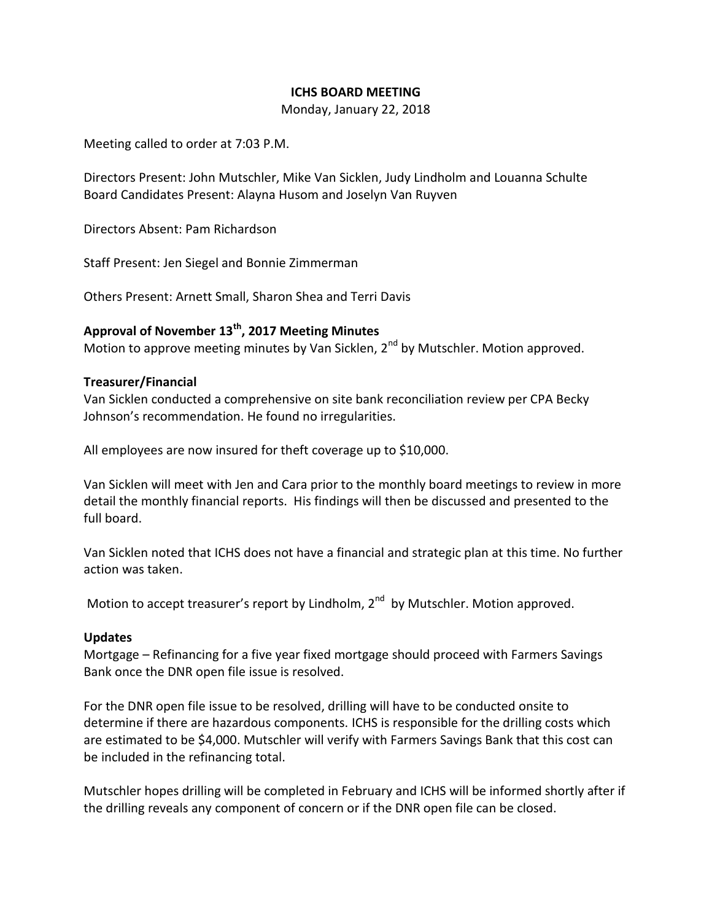# ICHS BOARD MEETING

Monday, January 22, 2018

Meeting called to order at 7:03 P.M.

Directors Present: John Mutschler, Mike Van Sicklen, Judy Lindholm and Louanna Schulte
Board Candidates Present: Alayna Husom and Joselyn Van Ruyven

Directors Absent: Pam Richardson

Staff Present: Jen Siegel and Bonnie Zimmerman

Others Present: Arnett Small, Sharon Shea and Terri Davis

**Approval of November 13th, 2017 Meeting Minutes**

Motion to approve meeting minutes by Van Sicklen, 2nd by Mutschler. Motion approved.

**Treasurer/Financial**

Van Sicklen conducted a comprehensive on site bank reconciliation review per CPA Becky Johnson's recommendation. He found no irregularities.

All employees are now insured for theft coverage up to $10,000.

Van Sicklen will meet with Jen and Cara prior to the monthly board meetings to review in more detail the monthly financial reports. His findings will then be discussed and presented to the full board.

Van Sicklen noted that ICHS does not have a financial and strategic plan at this time. No further action was taken.

Motion to accept treasurer's report by Lindholm, 2nd by Mutschler. Motion approved.

**Updates**

Mortgage – Refinancing for a five year fixed mortgage should proceed with Farmers Savings Bank once the DNR open file issue is resolved.

For the DNR open file issue to be resolved, drilling will have to be conducted onsite to determine if there are hazardous components. ICHS is responsible for the drilling costs which are estimated to be $4,000. Mutschler will verify with Farmers Savings Bank that this cost can be included in the refinancing total.

Mutschler hopes drilling will be completed in February and ICHS will be informed shortly after if the drilling reveals any component of concern or if the DNR open file can be closed.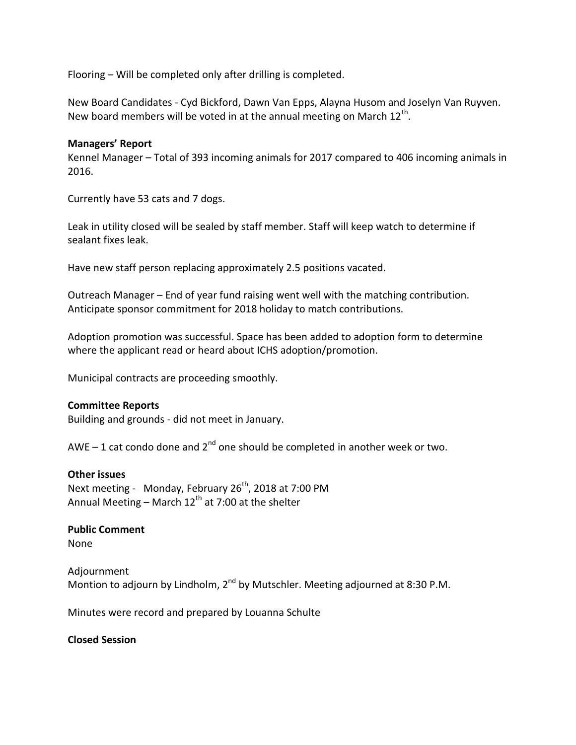Flooring – Will be completed only after drilling is completed.

New Board Candidates - Cyd Bickford, Dawn Van Epps, Alayna Husom and Joselyn Van Ruyven. New board members will be voted in at the annual meeting on March 12th.

**Managers' Report**

Kennel Manager – Total of 393 incoming animals for 2017 compared to 406 incoming animals in 2016.

Currently have 53 cats and 7 dogs.

Leak in utility closed will be sealed by staff member. Staff will keep watch to determine if sealant fixes leak.

Have new staff person replacing approximately 2.5 positions vacated.

Outreach Manager – End of year fund raising went well with the matching contribution. Anticipate sponsor commitment for 2018 holiday to match contributions.

Adoption promotion was successful. Space has been added to adoption form to determine where the applicant read or heard about ICHS adoption/promotion.

Municipal contracts are proceeding smoothly.

**Committee Reports**

Building and grounds - did not meet in January.

AWE – 1 cat condo done and 2nd one should be completed in another week or two.

**Other issues**

Next meeting - Monday, February 26th, 2018 at 7:00 PM
Annual Meeting – March 12th at 7:00 at the shelter

**Public Comment**

None

Adjournment
Montion to adjourn by Lindholm, 2nd by Mutschler. Meeting adjourned at 8:30 P.M.

Minutes were record and prepared by Louanna Schulte

**Closed Session**